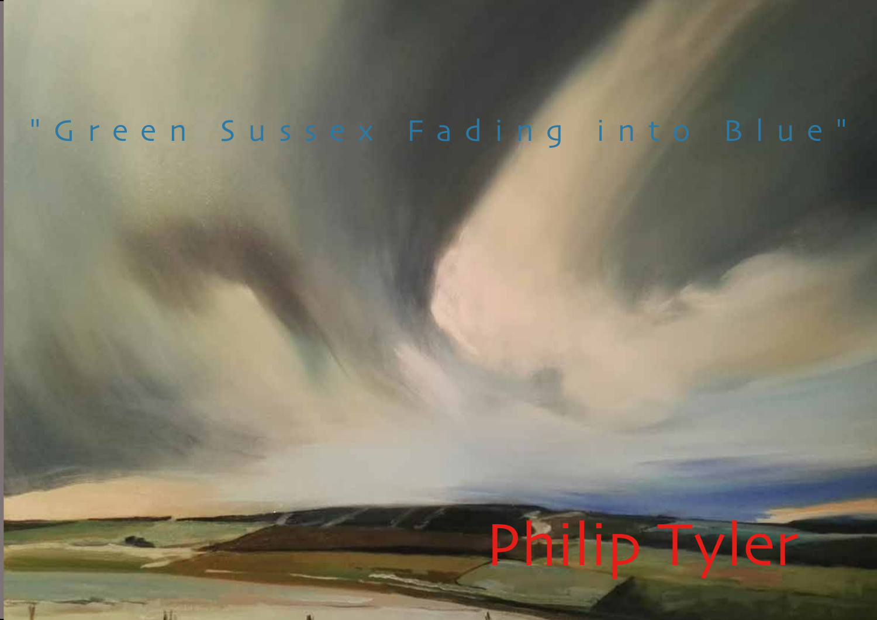# "Green Sussex Fading into Blue"

## Philip Tyler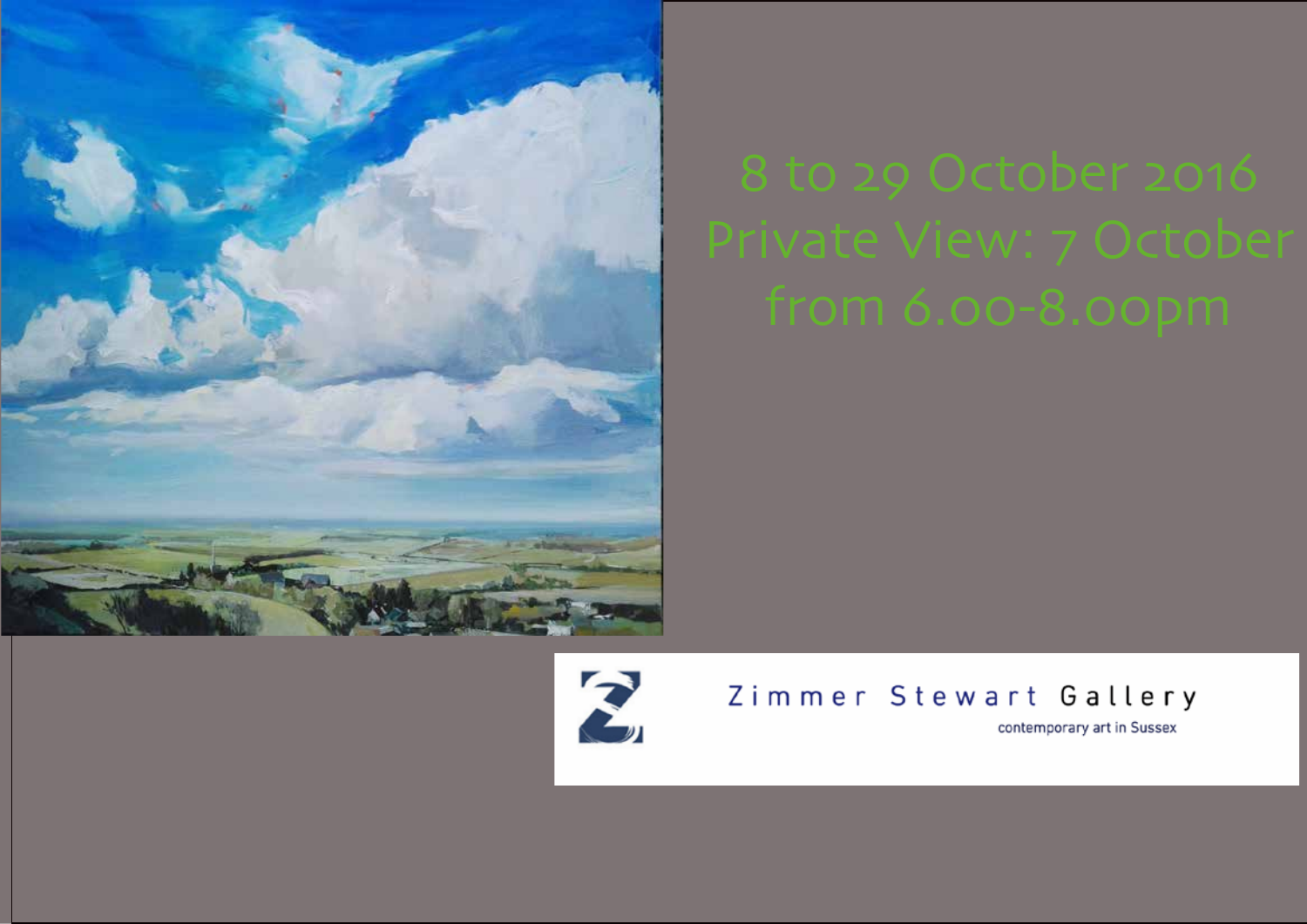8 to 29 October 2016

Private View: 7 October

from 6.00-8.00pm

Zimmer Stewart Gallery

contemporary art in Sussex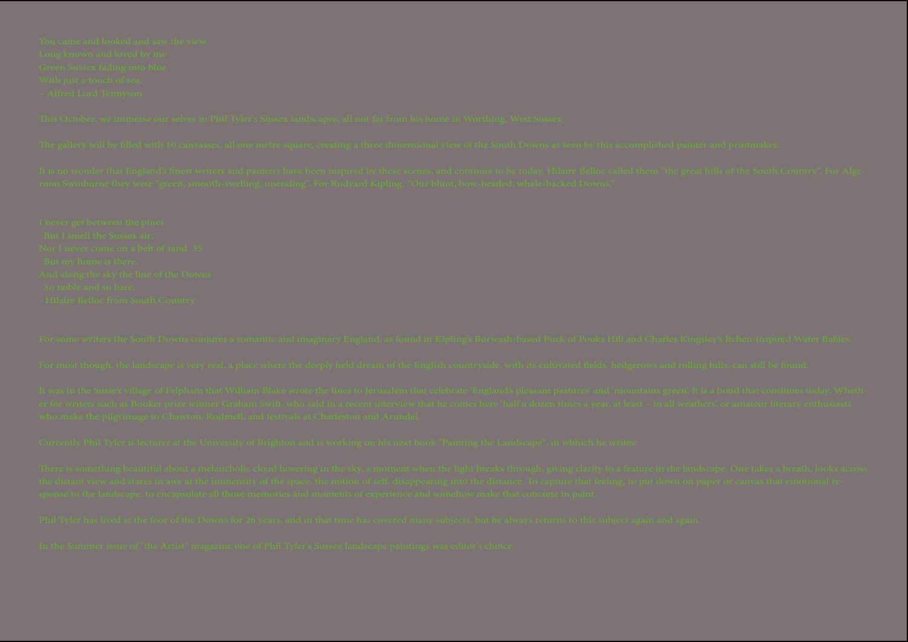You came and looked and saw the view
Long known and loved by me
Green Sussex fading into blue
With just a touch of sea.
– Alfred Lord Tennyson

This October, we immerse our selves in Phil Tyler's Sussex landscapes, all not far from his home in Worthing, West Sussex.

The gallery will be filled with 10 canvasses, all one metre square, creating a three dimensional view of the South Downs as seen by this accomplished painter and printmaker.

It is no wonder that England's finest writers and painters have been inspired by these scenes, and continue to be today. Hilaire Belloc called them "the great hills of the South Country". For Algernon Swinburne they were "green, smooth-swelling, unending". For Rudyard Kipling, "Our blunt, bow-headed, whale-backed Downs."

I never get between the pines
  But I smell the Sussex air;
Nor I never come on a belt of sand  35
  But my home is there.
And along the sky the line of the Downs
  So noble and so bare.
- Hilaire Belloc from South Country

For some writers the South Downs conjures a romantic and imaginary England, as found in Kipling's Burwash-based Puck of Pooks Hill and Charles Kingsley's Itchen-inspired Water Babies.

For most though, the landscape is very real, a place where the deeply held dream of the English countryside, with its cultivated fields, hedgerows and rolling hills, can still be found.

It was in the Sussex village of Felpham that William Blake wrote the lines to Jerusalem that celebrate 'England's pleasant pastures' and 'mountains green'. It is a bond that continues today. Whether for writers such as Booker prize winner Graham Swift, who said in a recent interview that he comes here 'half a dozen times a year, at least – in all weathers', or amateur literary enthusiasts who make the pilgrimage to Chawton, Rodmell, and festivals at Charleston and Arundel.

Currently Phil Tyler is lecturer at the University of Brighton and is working on his next book "Painting the Landscape", in wbhich he writes:

There is something beautiful about a melancholic cloud hovering in the sky, a moment when the light breaks through, giving clarity to a feature in the landscape. One takes a breath, looks across the distant view and stares in awe at the immensity of the space, the notion of self, disappearing into the distance. To capture that feeling, to put down on paper or canvas that emotional response to the landscape, to encapsulate all those memories and moments of experience and somehow make that concrete in paint.

Phil Tyler has lived at the foor of the Downs for 26 years, and in that time has covered many subjects, but he always returns to this subject again and again.

In the Summer issue of "the Artist" magazine one of Phil Tyler's Sussex landscape paintings was editor's choice.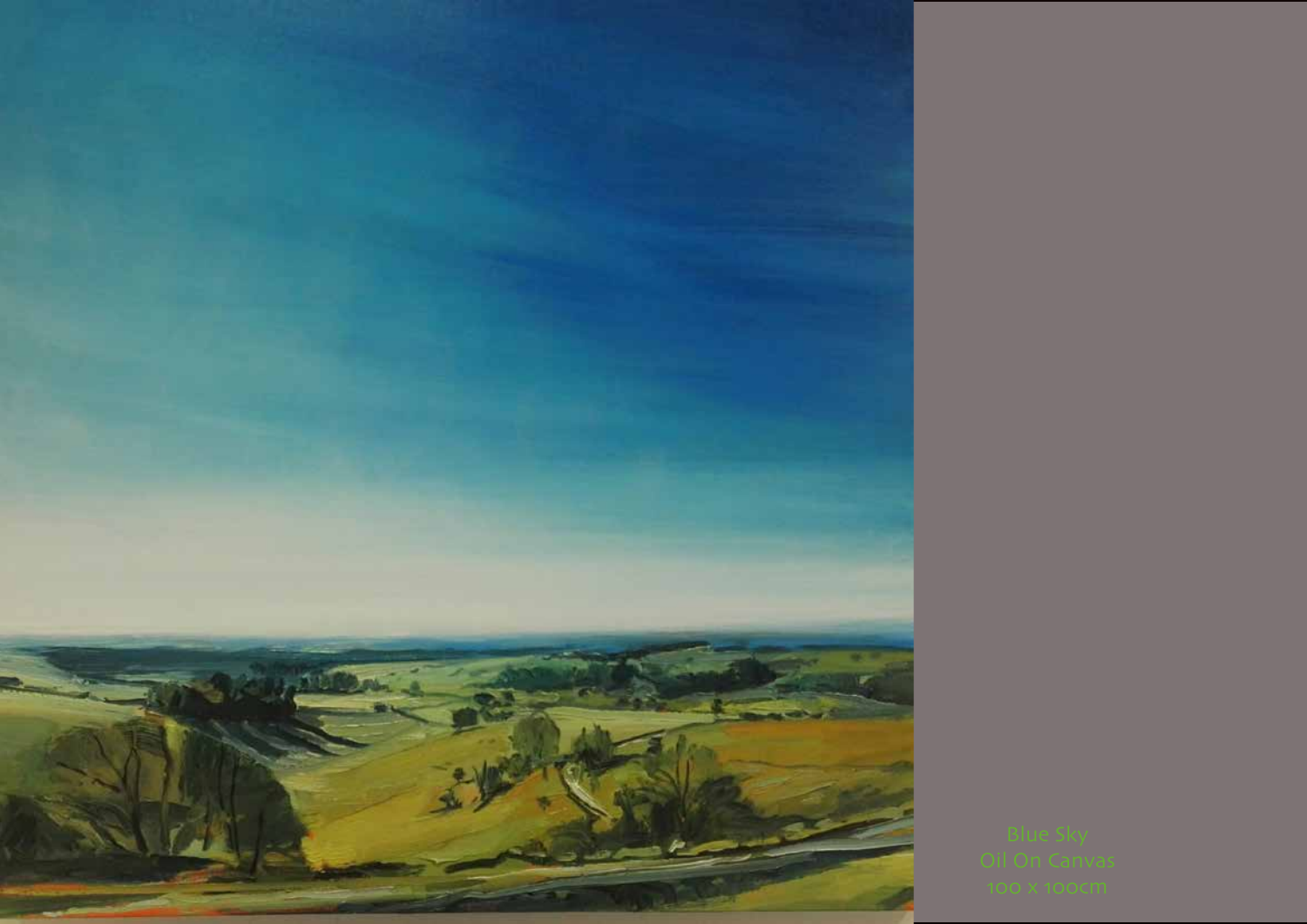Blue Sky
Oil On Canvas
100 x 100cm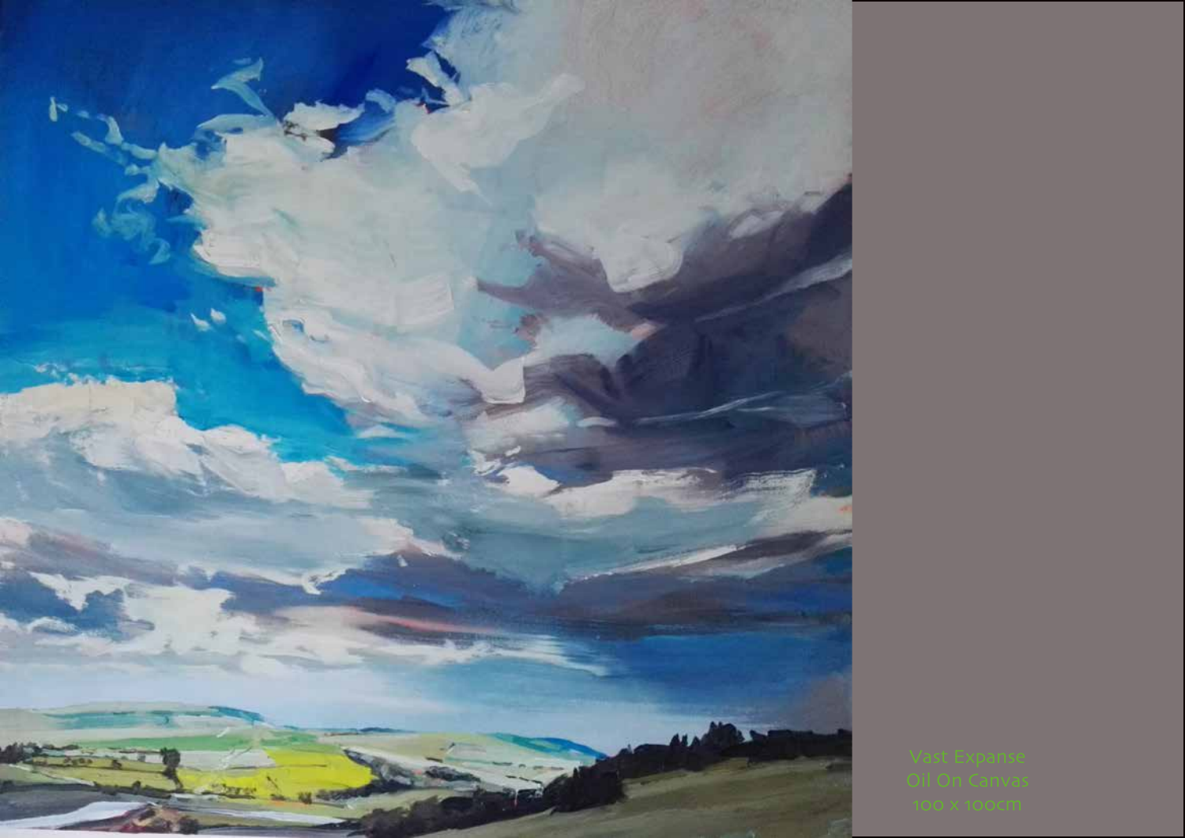Vast Expanse
Oil On Canvas
100 x 100cm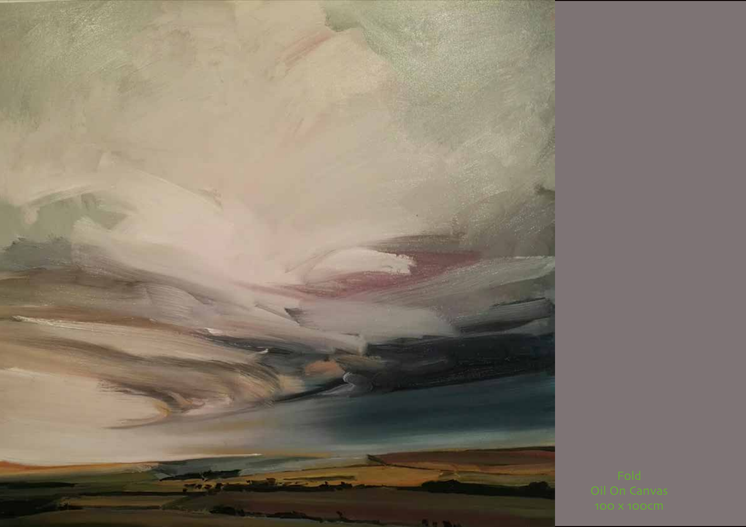Fold
Oil On Canvas
100 x 100cm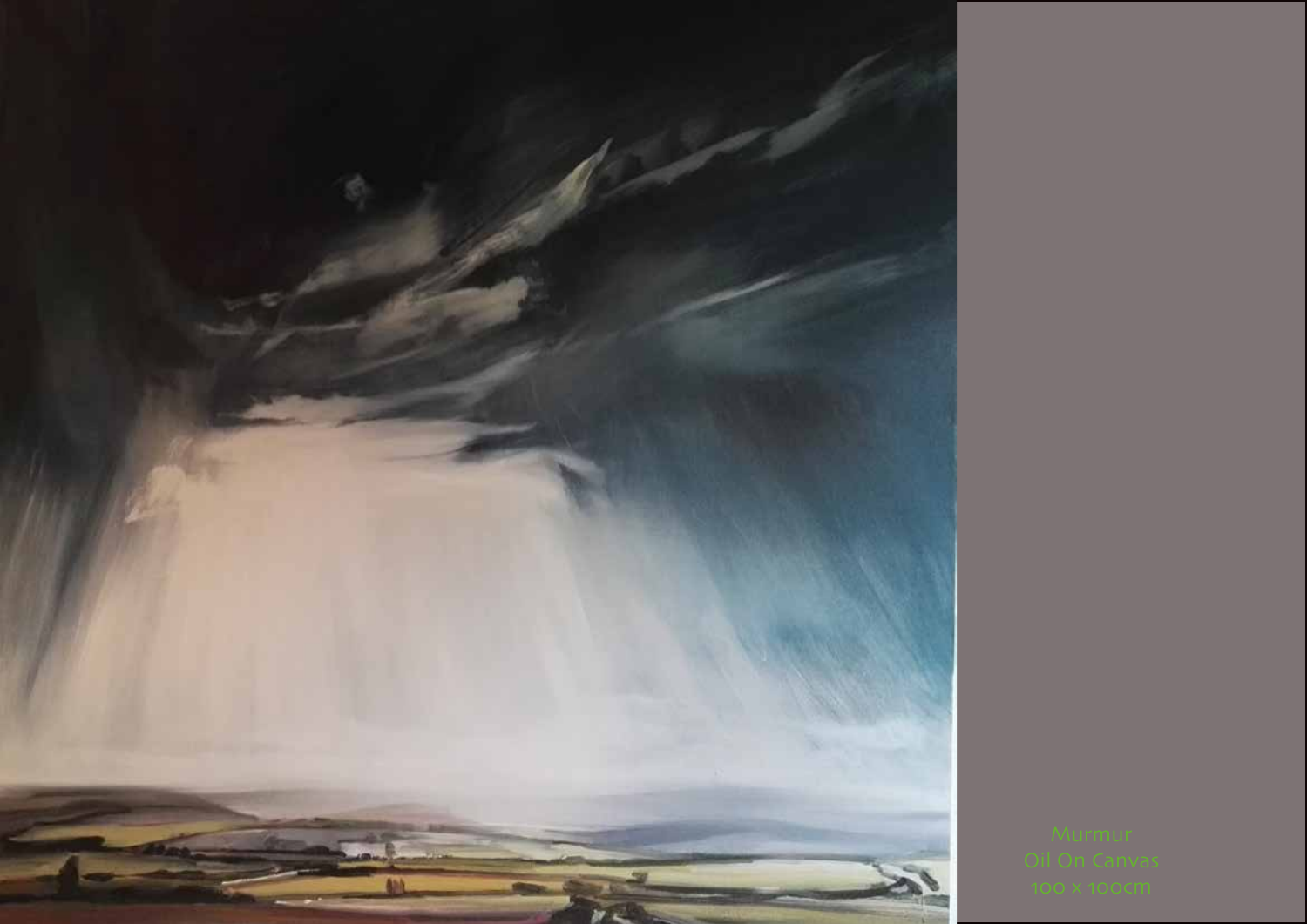Murmur
Oil On Canvas
100 x 100cm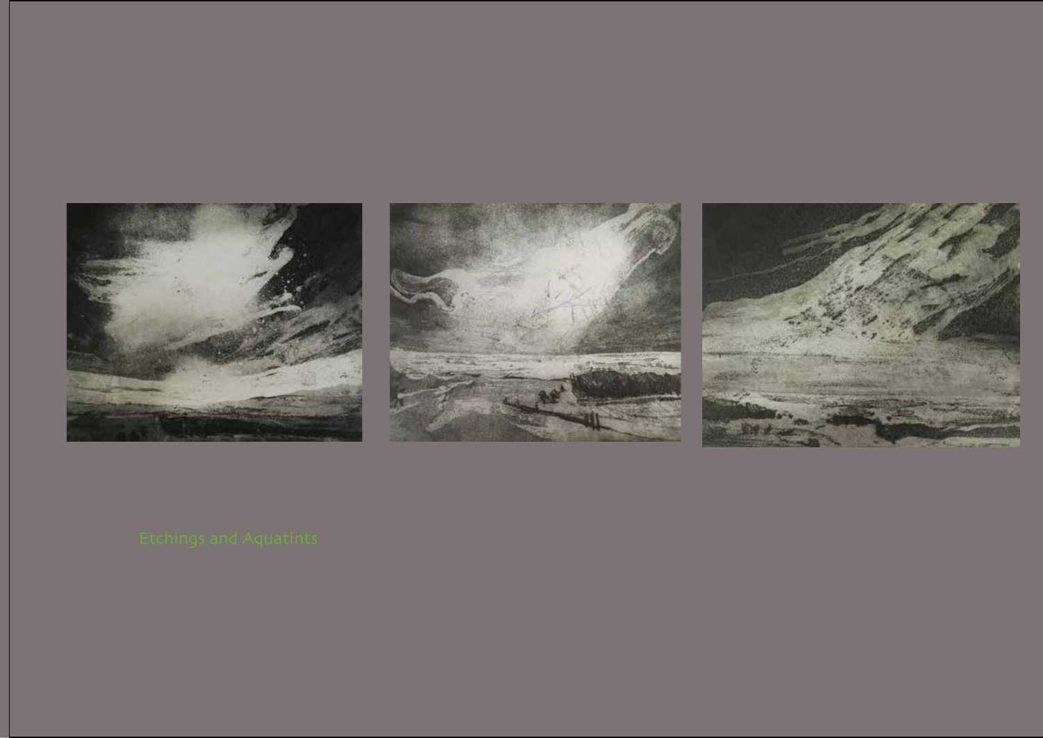Etchings and Aquatints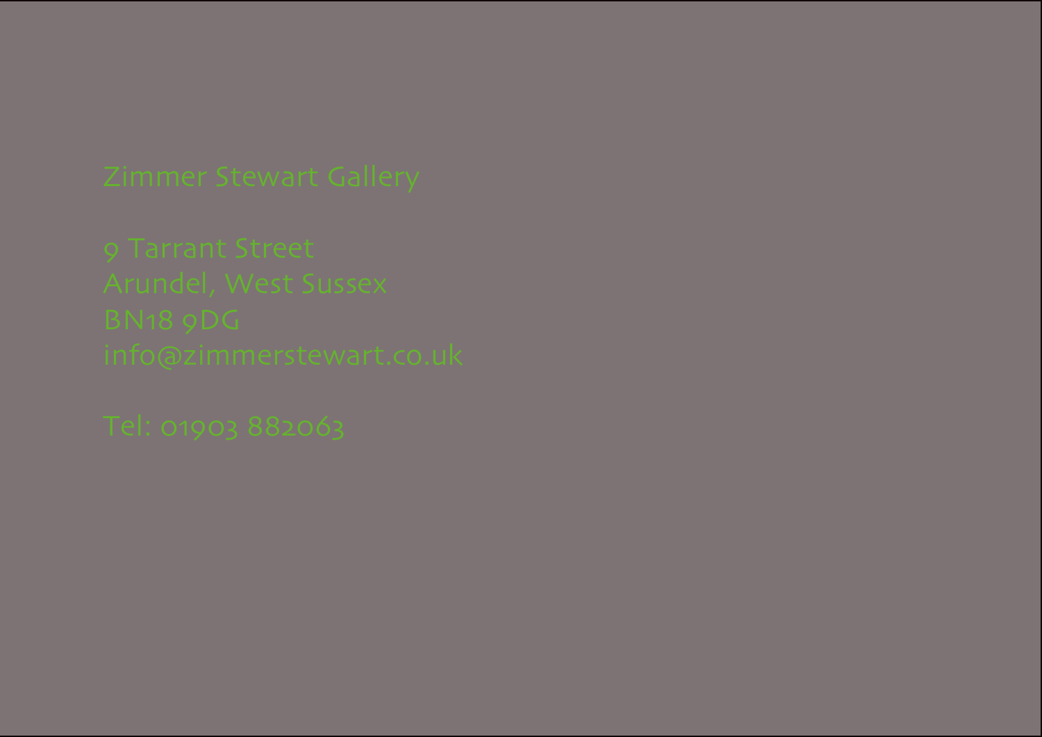Zimmer Stewart Gallery

9 Tarrant Street
Arundel, West Sussex
BN18 9DG
info@zimmerstewart.co.uk

Tel: 01903 882063